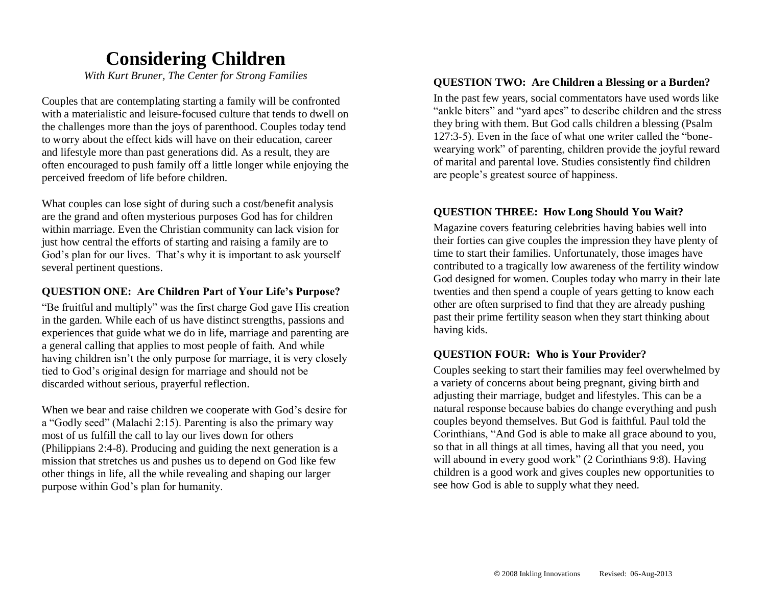# Considering Children

*With Kurt Bruner, The Center for Strong Families*

Couples that are contemplating starting a family will be confronted with a materialistic and leisure-focused culture that tends to dwell on the challenges more than the joys of parenthood. Couples today tend to worry about the effect kids will have on their education, career and lifestyle more than past generations did. As a result, they are often encouraged to push family off a little longer while enjoying the perceived freedom of life before children.

What couples can lose sight of during such a cost/benefit analysis are the grand and often mysterious purposes God has for children within marriage. Even the Christian community can lack vision for just how central the efforts of starting and raising a family are to God's plan for our lives. That's why it is important to ask yourself several pertinent questions.

**QUESTION ONE: Are Children Part of Your Life's Purpose?**

"Be fruitful and multiply" was the first charge God gave His creation in the garden. While each of us have distinct strengths, passions and experiences that guide what we do in life, marriage and parenting are a general calling that applies to most people of faith. And while having children isn't the only purpose for marriage, it is very closely tied to God's original design for marriage and should not be discarded without serious, prayerful reflection.

When we bear and raise children we cooperate with God's desire for a "Godly seed" (Malachi 2:15). Parenting is also the primary way most of us fulfill the call to lay our lives down for others (Philippians 2:4-8). Producing and guiding the next generation is a mission that stretches us and pushes us to depend on God like few other things in life, all the while revealing and shaping our larger purpose within God's plan for humanity.

**QUESTION TWO: Are Children a Blessing or a Burden?**

In the past few years, social commentators have used words like "ankle biters" and "yard apes" to describe children and the stress they bring with them. But God calls children a blessing (Psalm 127:3-5). Even in the face of what one writer called the "bone-wearying work" of parenting, children provide the joyful reward of marital and parental love. Studies consistently find children are people's greatest source of happiness.

**QUESTION THREE: How Long Should You Wait?**

Magazine covers featuring celebrities having babies well into their forties can give couples the impression they have plenty of time to start their families. Unfortunately, those images have contributed to a tragically low awareness of the fertility window God designed for women. Couples today who marry in their late twenties and then spend a couple of years getting to know each other are often surprised to find that they are already pushing past their prime fertility season when they start thinking about having kids.

**QUESTION FOUR: Who is Your Provider?**

Couples seeking to start their families may feel overwhelmed by a variety of concerns about being pregnant, giving birth and adjusting their marriage, budget and lifestyles. This can be a natural response because babies do change everything and push couples beyond themselves. But God is faithful. Paul told the Corinthians, "And God is able to make all grace abound to you, so that in all things at all times, having all that you need, you will abound in every good work" (2 Corinthians 9:8). Having children is a good work and gives couples new opportunities to see how God is able to supply what they need.

© 2008 Inkling Innovations    Revised: 06-Aug-2013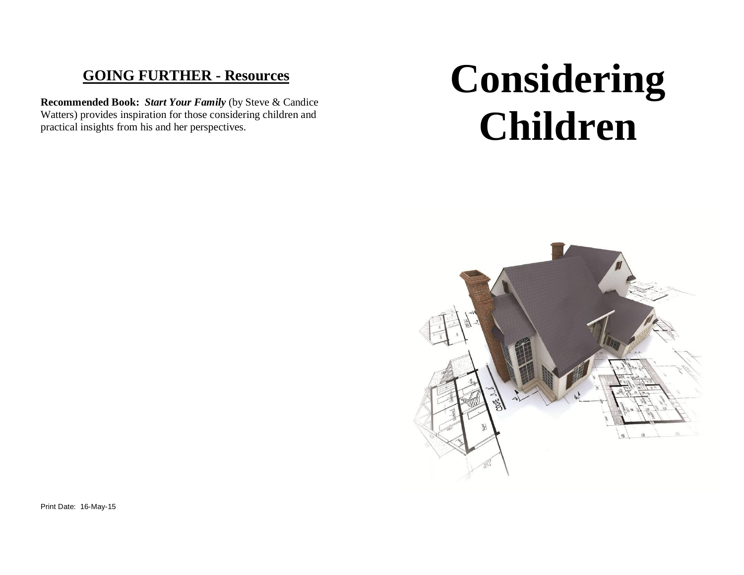## GOING FURTHER - Resources

**Recommended Book:** ***Start Your Family*** (by Steve & Candice Watters) provides inspiration for those considering children and practical insights from his and her perspectives.

Print Date: 16-May-15

# Considering Children